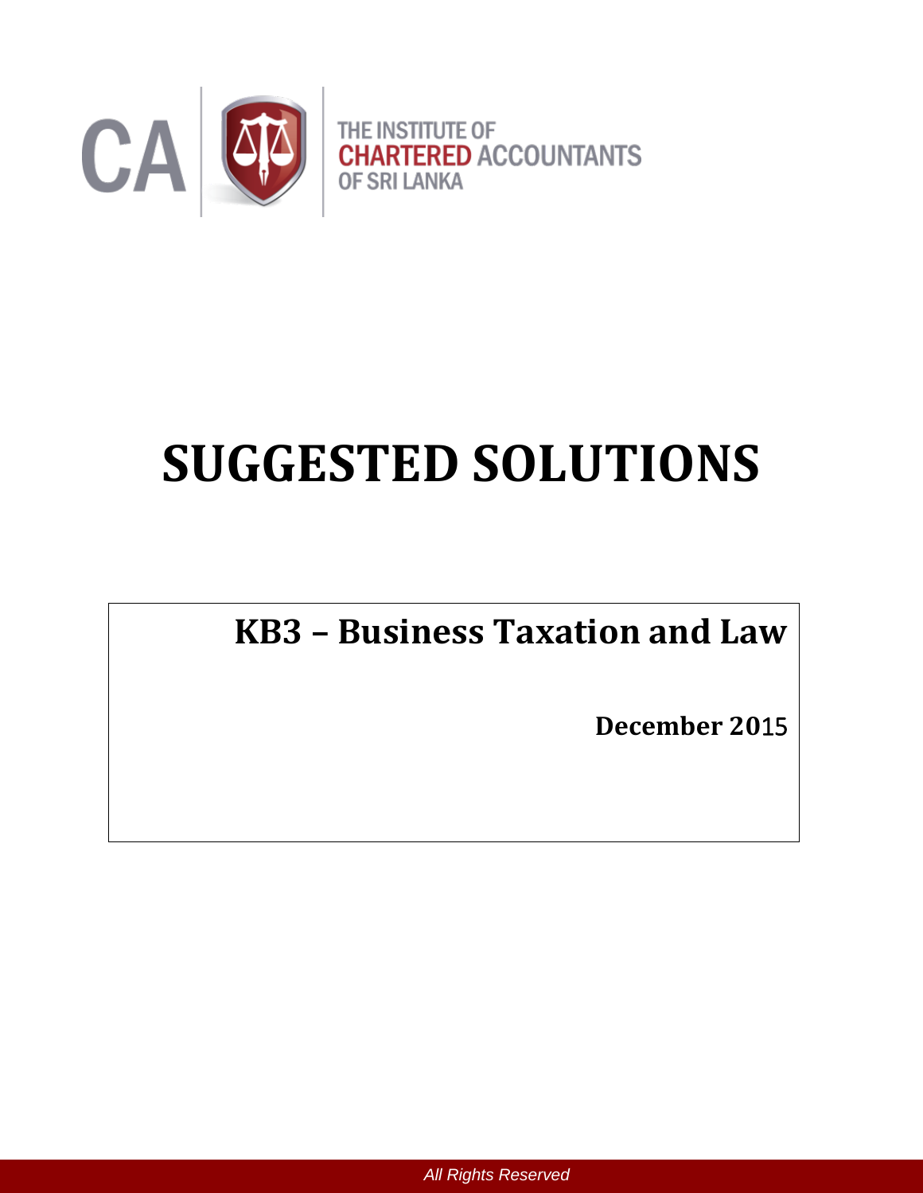CA

THE INSTITUTE OF
CHARTERED ACCOUNTANTS
OF SRI LANKA

# SUGGESTED SOLUTIONS

## KB3 – Business Taxation and Law

**December 2015**

*All Rights Reserved*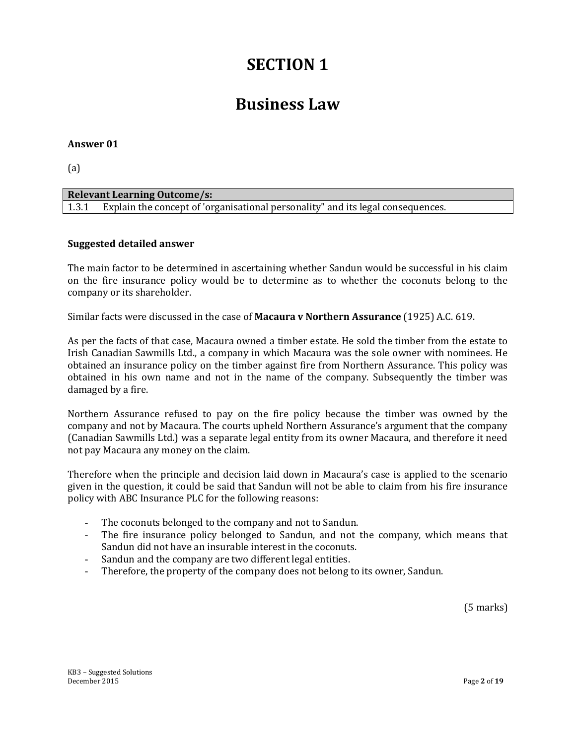# SECTION 1

# Business Law

**Answer 01**

(a)

| **Relevant Learning Outcome/s:** |
| --- |
| 1.3.1 Explain the concept of 'organisational personality" and its legal consequences. |

**Suggested detailed answer**

The main factor to be determined in ascertaining whether Sandun would be successful in his claim on the fire insurance policy would be to determine as to whether the coconuts belong to the company or its shareholder.

Similar facts were discussed in the case of **Macaura v Northern Assurance** (1925) A.C. 619.

As per the facts of that case, Macaura owned a timber estate. He sold the timber from the estate to Irish Canadian Sawmills Ltd., a company in which Macaura was the sole owner with nominees. He obtained an insurance policy on the timber against fire from Northern Assurance. This policy was obtained in his own name and not in the name of the company. Subsequently the timber was damaged by a fire.

Northern Assurance refused to pay on the fire policy because the timber was owned by the company and not by Macaura. The courts upheld Northern Assurance's argument that the company (Canadian Sawmills Ltd.) was a separate legal entity from its owner Macaura, and therefore it need not pay Macaura any money on the claim.

Therefore when the principle and decision laid down in Macaura's case is applied to the scenario given in the question, it could be said that Sandun will not be able to claim from his fire insurance policy with ABC Insurance PLC for the following reasons:

- The coconuts belonged to the company and not to Sandun.
- The fire insurance policy belonged to Sandun, and not the company, which means that Sandun did not have an insurable interest in the coconuts.
- Sandun and the company are two different legal entities.
- Therefore, the property of the company does not belong to its owner, Sandun.

(5 marks)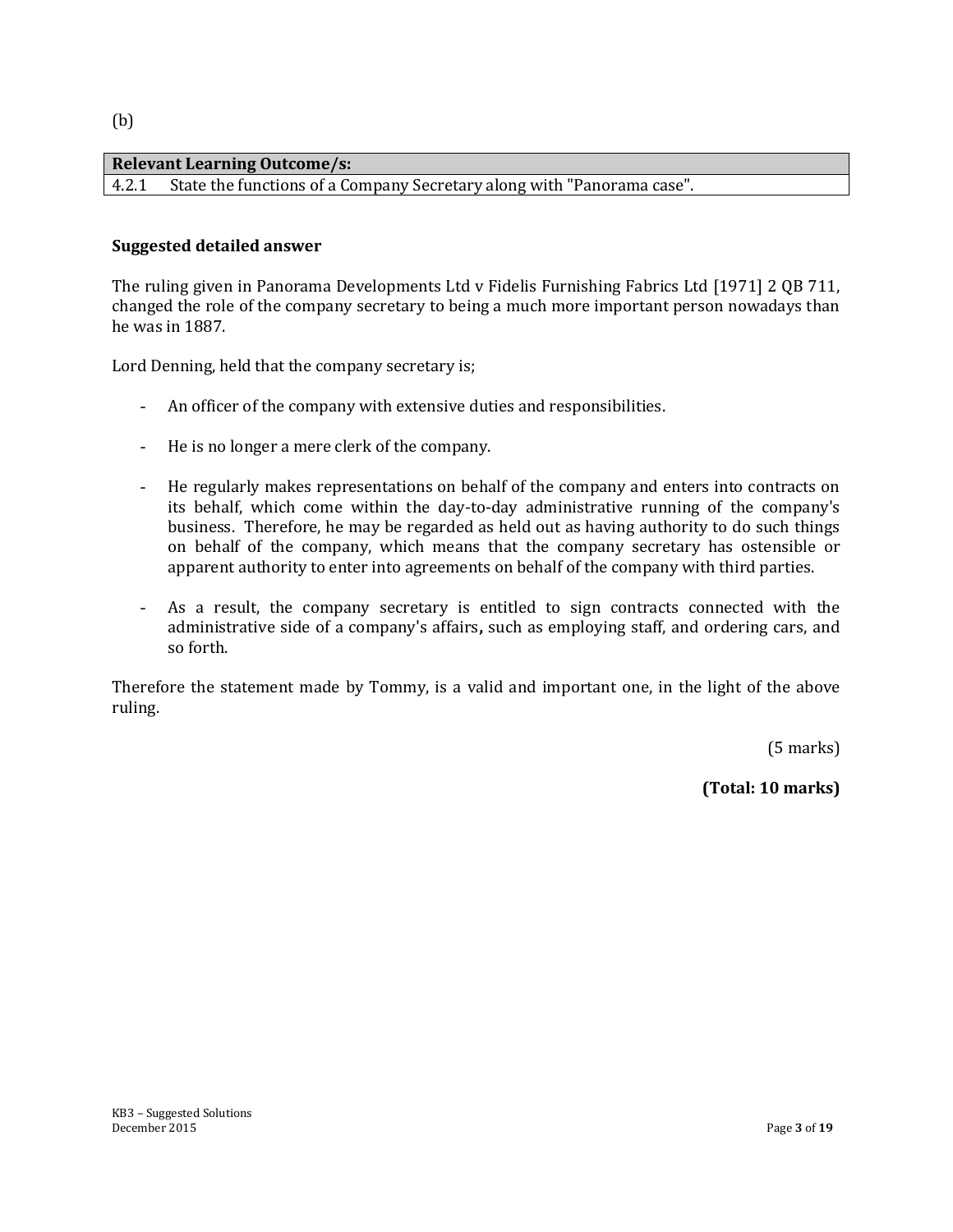(b)

| Relevant Learning Outcome/s: | |
|---|---|
| 4.2.1 | State the functions of a Company Secretary along with "Panorama case". |

**Suggested detailed answer**

The ruling given in Panorama Developments Ltd v Fidelis Furnishing Fabrics Ltd [1971] 2 QB 711, changed the role of the company secretary to being a much more important person nowadays than he was in 1887.

Lord Denning, held that the company secretary is;

- An officer of the company with extensive duties and responsibilities.

- He is no longer a mere clerk of the company.

- He regularly makes representations on behalf of the company and enters into contracts on its behalf, which come within the day-to-day administrative running of the company's business. Therefore, he may be regarded as held out as having authority to do such things on behalf of the company, which means that the company secretary has ostensible or apparent authority to enter into agreements on behalf of the company with third parties.

- As a result, the company secretary is entitled to sign contracts connected with the administrative side of a company's affairs**,** such as employing staff, and ordering cars, and so forth.

Therefore the statement made by Tommy, is a valid and important one, in the light of the above ruling.

(5 marks)

**(Total: 10 marks)**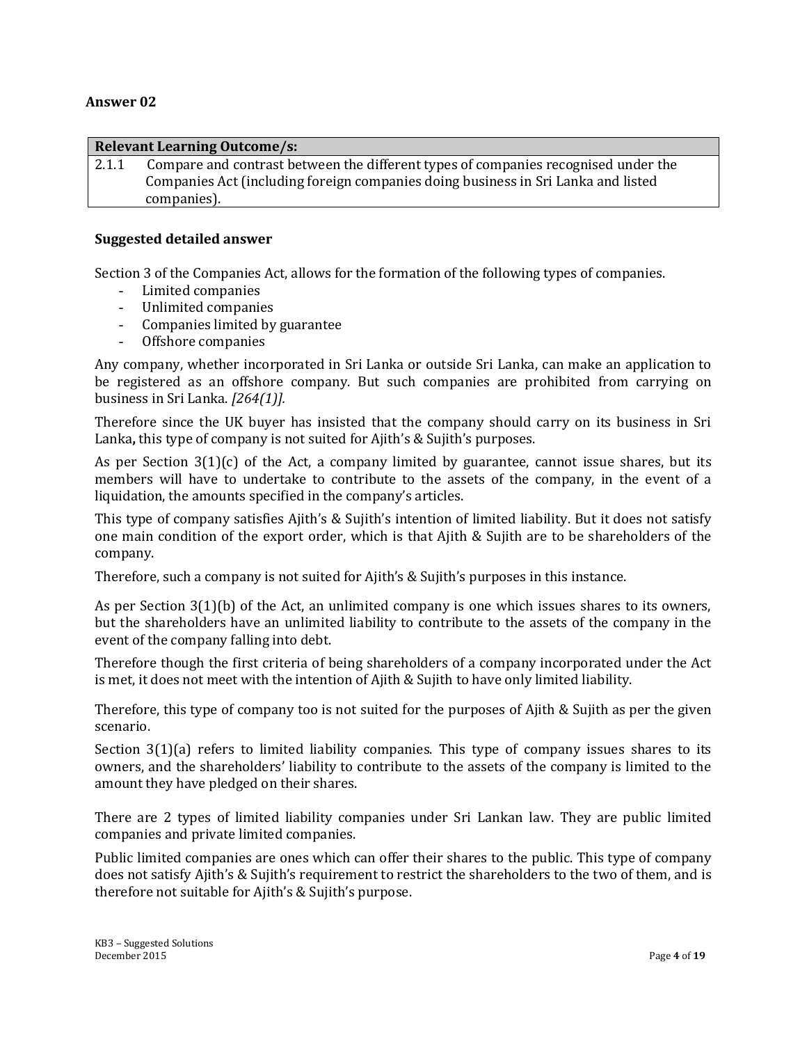**Answer 02**

| Relevant Learning Outcome/s: | |
|---|---|
| 2.1.1 | Compare and contrast between the different types of companies recognised under the Companies Act (including foreign companies doing business in Sri Lanka and listed companies). |

**Suggested detailed answer**

Section 3 of the Companies Act, allows for the formation of the following types of companies.

- Limited companies
- Unlimited companies
- Companies limited by guarantee
- Offshore companies

Any company, whether incorporated in Sri Lanka or outside Sri Lanka, can make an application to be registered as an offshore company. But such companies are prohibited from carrying on business in Sri Lanka. *[264(1)].*

Therefore since the UK buyer has insisted that the company should carry on its business in Sri Lanka**,** this type of company is not suited for Ajith's & Sujith's purposes.

As per Section 3(1)(c) of the Act, a company limited by guarantee, cannot issue shares, but its members will have to undertake to contribute to the assets of the company, in the event of a liquidation, the amounts specified in the company's articles.

This type of company satisfies Ajith's & Sujith's intention of limited liability. But it does not satisfy one main condition of the export order, which is that Ajith & Sujith are to be shareholders of the company.

Therefore, such a company is not suited for Ajith's & Sujith's purposes in this instance.

As per Section 3(1)(b) of the Act, an unlimited company is one which issues shares to its owners, but the shareholders have an unlimited liability to contribute to the assets of the company in the event of the company falling into debt.

Therefore though the first criteria of being shareholders of a company incorporated under the Act is met, it does not meet with the intention of Ajith & Sujith to have only limited liability.

Therefore, this type of company too is not suited for the purposes of Ajith & Sujith as per the given scenario.

Section 3(1)(a) refers to limited liability companies. This type of company issues shares to its owners, and the shareholders' liability to contribute to the assets of the company is limited to the amount they have pledged on their shares.

There are 2 types of limited liability companies under Sri Lankan law. They are public limited companies and private limited companies.

Public limited companies are ones which can offer their shares to the public. This type of company does not satisfy Ajith's & Sujith's requirement to restrict the shareholders to the two of them, and is therefore not suitable for Ajith's & Sujith's purpose.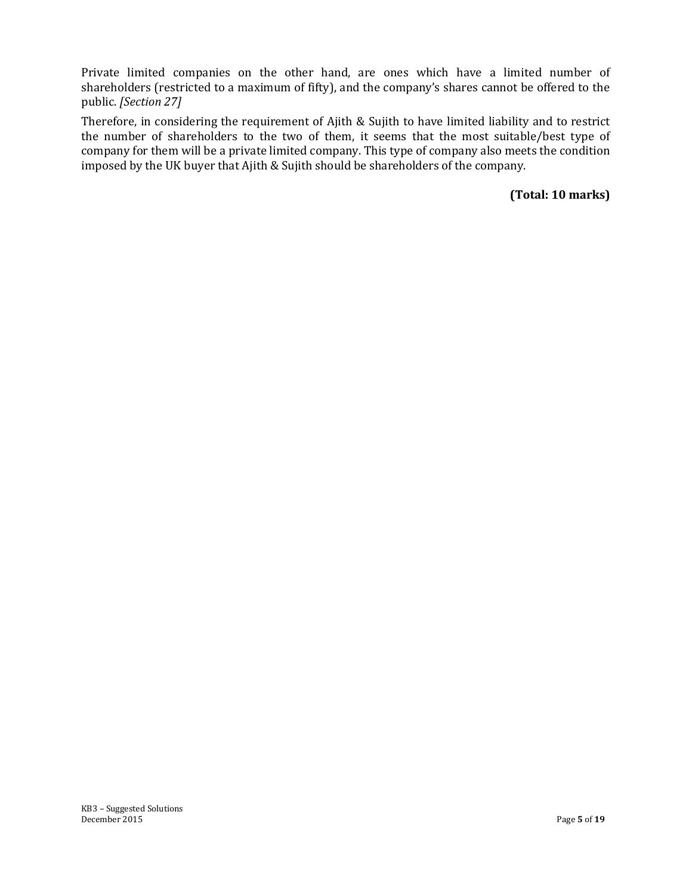Private limited companies on the other hand, are ones which have a limited number of shareholders (restricted to a maximum of fifty), and the company's shares cannot be offered to the public. *[Section 27]*

Therefore, in considering the requirement of Ajith & Sujith to have limited liability and to restrict the number of shareholders to the two of them, it seems that the most suitable/best type of company for them will be a private limited company. This type of company also meets the condition imposed by the UK buyer that Ajith & Sujith should be shareholders of the company.

**(Total: 10 marks)**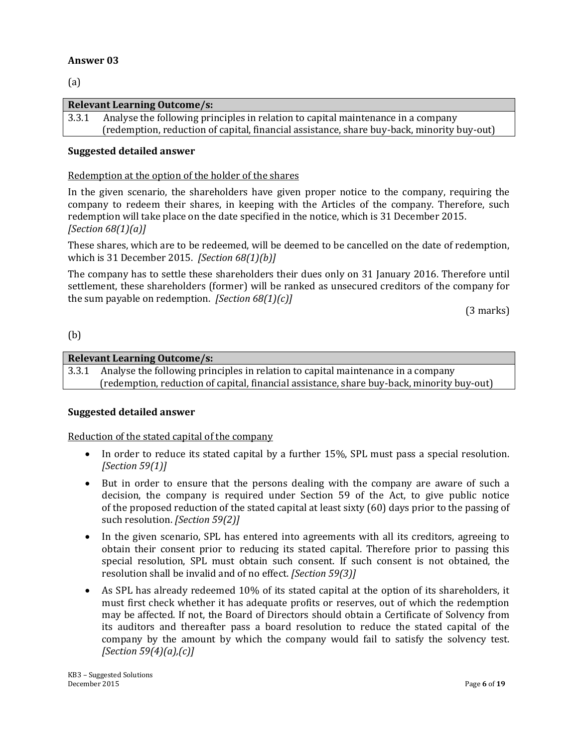## Answer 03

(a)

| Relevant Learning Outcome/s: | |
|---|---|
| 3.3.1 | Analyse the following principles in relation to capital maintenance in a company (redemption, reduction of capital, financial assistance, share buy-back, minority buy-out) |

**Suggested detailed answer**

Redemption at the option of the holder of the shares

In the given scenario, the shareholders have given proper notice to the company, requiring the company to redeem their shares, in keeping with the Articles of the company. Therefore, such redemption will take place on the date specified in the notice, which is 31 December 2015. *[Section 68(1)(a)]*

These shares, which are to be redeemed, will be deemed to be cancelled on the date of redemption, which is 31 December 2015. *[Section 68(1)(b)]*

The company has to settle these shareholders their dues only on 31 January 2016. Therefore until settlement, these shareholders (former) will be ranked as unsecured creditors of the company for the sum payable on redemption. *[Section 68(1)(c)]*

(3 marks)

(b)

| Relevant Learning Outcome/s: | |
|---|---|
| 3.3.1 | Analyse the following principles in relation to capital maintenance in a company (redemption, reduction of capital, financial assistance, share buy-back, minority buy-out) |

**Suggested detailed answer**

Reduction of the stated capital of the company

- In order to reduce its stated capital by a further 15%, SPL must pass a special resolution. *[Section 59(1)]*
- But in order to ensure that the persons dealing with the company are aware of such a decision, the company is required under Section 59 of the Act, to give public notice of the proposed reduction of the stated capital at least sixty (60) days prior to the passing of such resolution. *[Section 59(2)]*
- In the given scenario, SPL has entered into agreements with all its creditors, agreeing to obtain their consent prior to reducing its stated capital. Therefore prior to passing this special resolution, SPL must obtain such consent. If such consent is not obtained, the resolution shall be invalid and of no effect. *[Section 59(3)]*
- As SPL has already redeemed 10% of its stated capital at the option of its shareholders, it must first check whether it has adequate profits or reserves, out of which the redemption may be affected. If not, the Board of Directors should obtain a Certificate of Solvency from its auditors and thereafter pass a board resolution to reduce the stated capital of the company by the amount by which the company would fail to satisfy the solvency test. *[Section 59(4)(a),(c)]*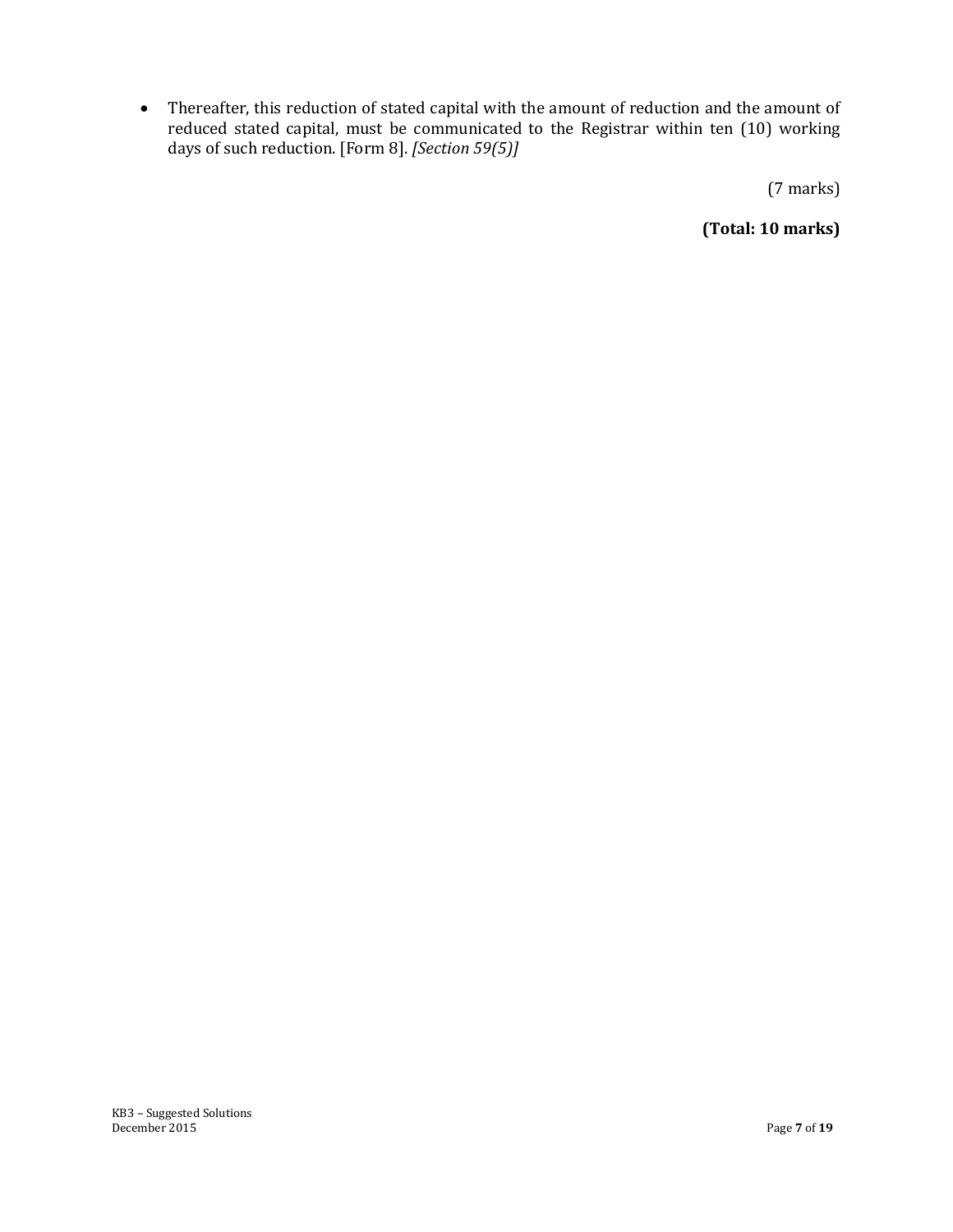- Thereafter, this reduction of stated capital with the amount of reduction and the amount of reduced stated capital, must be communicated to the Registrar within ten (10) working days of such reduction. [Form 8]. *[Section 59(5)]*

(7 marks)

**(Total: 10 marks)**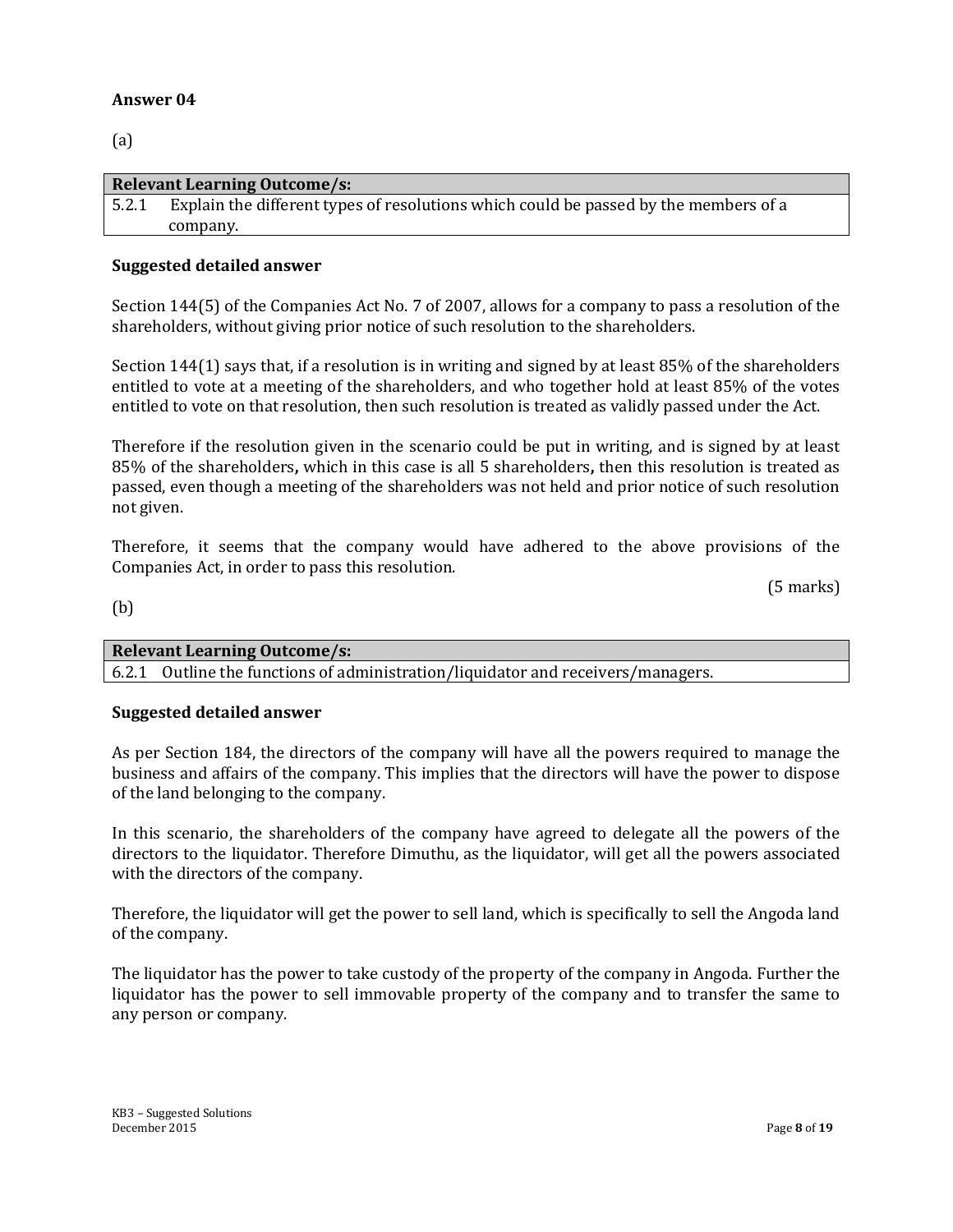**Answer 04**

(a)

| **Relevant Learning Outcome/s:** |
| --- |
| 5.2.1 Explain the different types of resolutions which could be passed by the members of a company. |

**Suggested detailed answer**

Section 144(5) of the Companies Act No. 7 of 2007, allows for a company to pass a resolution of the shareholders, without giving prior notice of such resolution to the shareholders.

Section 144(1) says that, if a resolution is in writing and signed by at least 85% of the shareholders entitled to vote at a meeting of the shareholders, and who together hold at least 85% of the votes entitled to vote on that resolution, then such resolution is treated as validly passed under the Act.

Therefore if the resolution given in the scenario could be put in writing, and is signed by at least 85% of the shareholders**,** which in this case is all 5 shareholders**,** then this resolution is treated as passed, even though a meeting of the shareholders was not held and prior notice of such resolution not given.

Therefore, it seems that the company would have adhered to the above provisions of the Companies Act, in order to pass this resolution.

(5 marks)

(b)

| **Relevant Learning Outcome/s:** |
| --- |
| 6.2.1 Outline the functions of administration/liquidator and receivers/managers. |

**Suggested detailed answer**

As per Section 184, the directors of the company will have all the powers required to manage the business and affairs of the company. This implies that the directors will have the power to dispose of the land belonging to the company.

In this scenario, the shareholders of the company have agreed to delegate all the powers of the directors to the liquidator. Therefore Dimuthu, as the liquidator, will get all the powers associated with the directors of the company.

Therefore, the liquidator will get the power to sell land, which is specifically to sell the Angoda land of the company.

The liquidator has the power to take custody of the property of the company in Angoda. Further the liquidator has the power to sell immovable property of the company and to transfer the same to any person or company.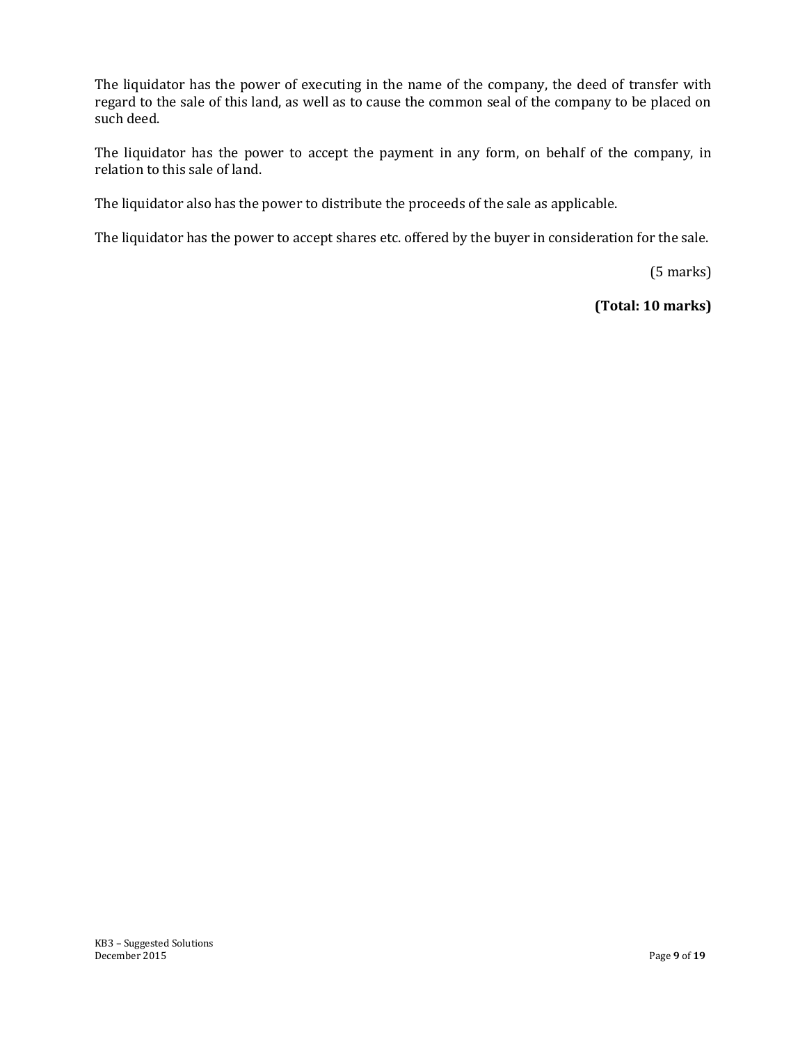The liquidator has the power of executing in the name of the company, the deed of transfer with regard to the sale of this land, as well as to cause the common seal of the company to be placed on such deed.

The liquidator has the power to accept the payment in any form, on behalf of the company, in relation to this sale of land.

The liquidator also has the power to distribute the proceeds of the sale as applicable.

The liquidator has the power to accept shares etc. offered by the buyer in consideration for the sale.

(5 marks)

**(Total: 10 marks)**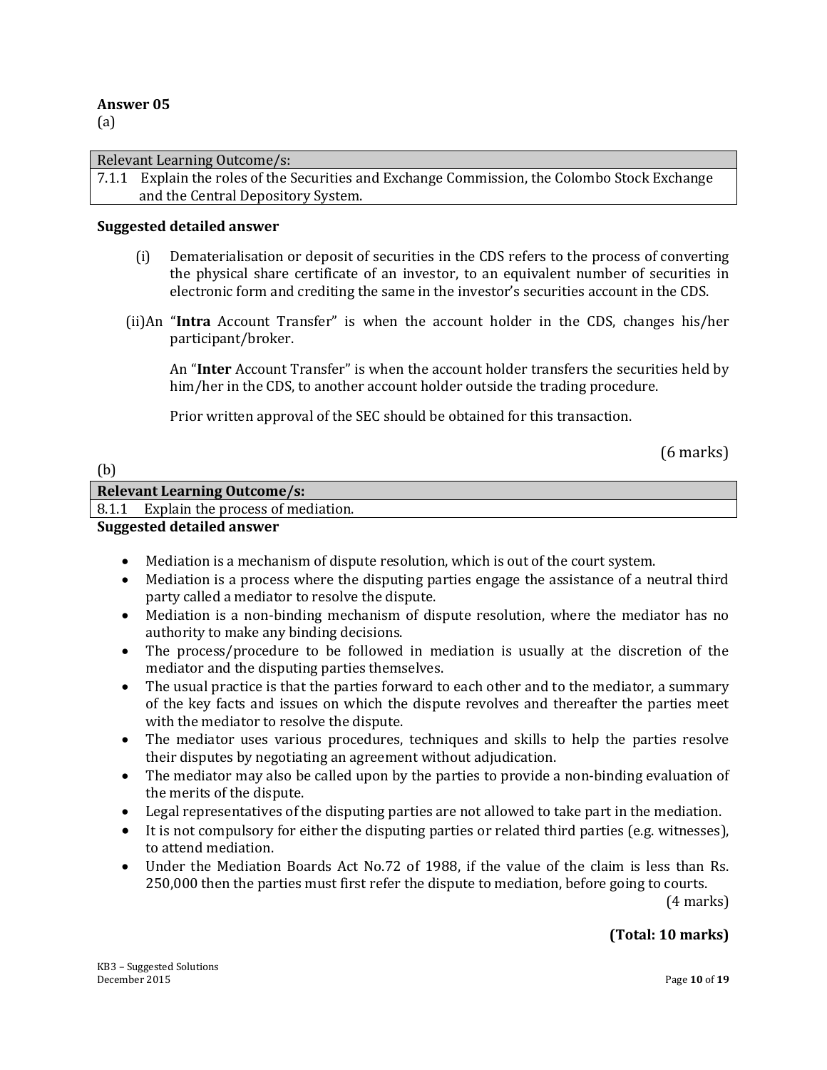**Answer 05**

(a)

| Relevant Learning Outcome/s: |
|---|
| 7.1.1 Explain the roles of the Securities and Exchange Commission, the Colombo Stock Exchange and the Central Depository System. |

**Suggested detailed answer**

(i) Dematerialisation or deposit of securities in the CDS refers to the process of converting the physical share certificate of an investor, to an equivalent number of securities in electronic form and crediting the same in the investor's securities account in the CDS.

(ii) An "**Intra** Account Transfer" is when the account holder in the CDS, changes his/her participant/broker.

An "**Inter** Account Transfer" is when the account holder transfers the securities held by him/her in the CDS, to another account holder outside the trading procedure.

Prior written approval of the SEC should be obtained for this transaction.

(6 marks)

(b)

| **Relevant Learning Outcome/s:** |
|---|
| 8.1.1 Explain the process of mediation. |

**Suggested detailed answer**

- Mediation is a mechanism of dispute resolution, which is out of the court system.
- Mediation is a process where the disputing parties engage the assistance of a neutral third party called a mediator to resolve the dispute.
- Mediation is a non-binding mechanism of dispute resolution, where the mediator has no authority to make any binding decisions.
- The process/procedure to be followed in mediation is usually at the discretion of the mediator and the disputing parties themselves.
- The usual practice is that the parties forward to each other and to the mediator, a summary of the key facts and issues on which the dispute revolves and thereafter the parties meet with the mediator to resolve the dispute.
- The mediator uses various procedures, techniques and skills to help the parties resolve their disputes by negotiating an agreement without adjudication.
- The mediator may also be called upon by the parties to provide a non-binding evaluation of the merits of the dispute.
- Legal representatives of the disputing parties are not allowed to take part in the mediation.
- It is not compulsory for either the disputing parties or related third parties (e.g. witnesses), to attend mediation.
- Under the Mediation Boards Act No.72 of 1988, if the value of the claim is less than Rs. 250,000 then the parties must first refer the dispute to mediation, before going to courts.

(4 marks)

**(Total: 10 marks)**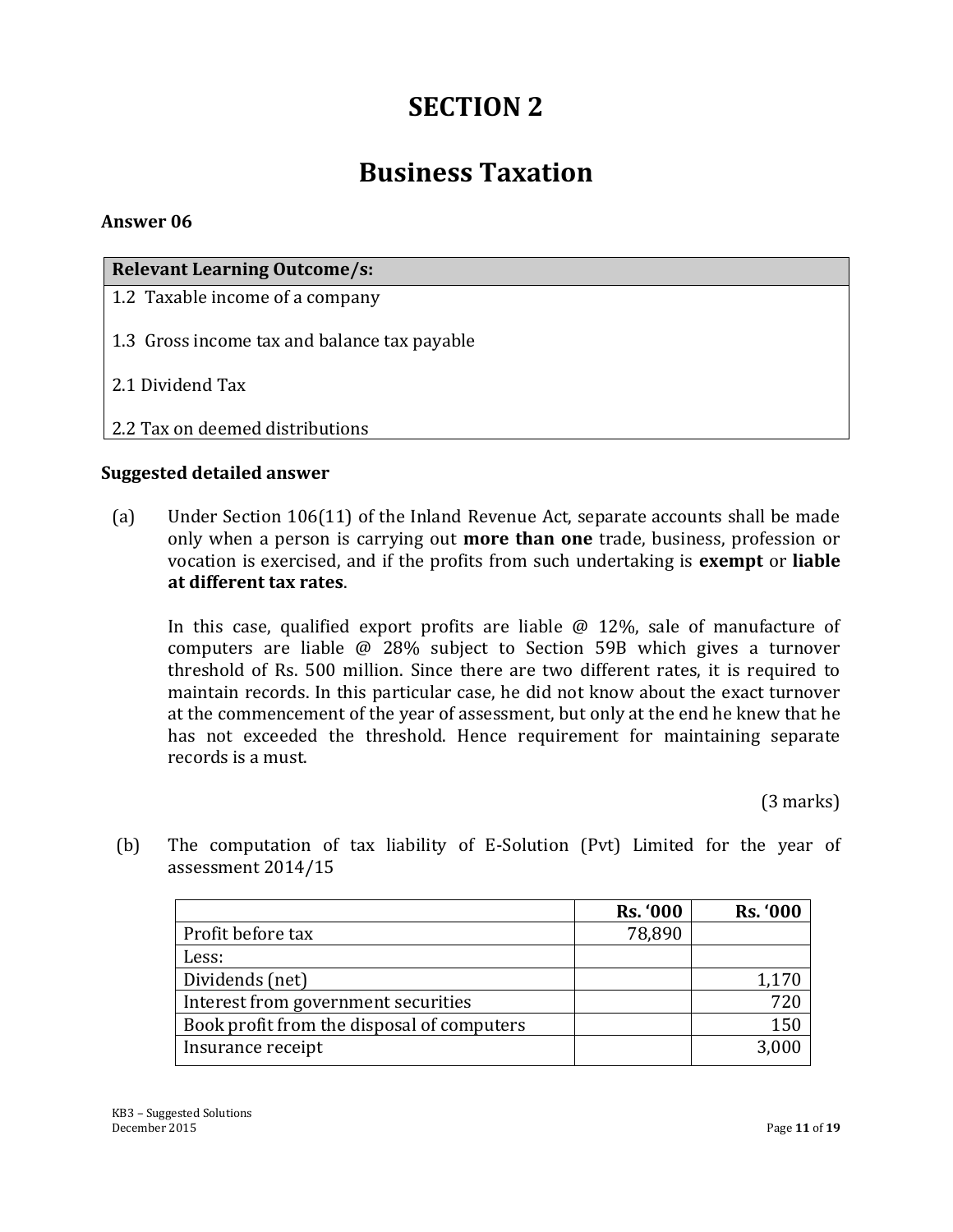# SECTION 2

# Business Taxation

**Answer 06**

| Relevant Learning Outcome/s: |
| --- |
| 1.2 Taxable income of a company |
| 1.3 Gross income tax and balance tax payable |
| 2.1 Dividend Tax |
| 2.2 Tax on deemed distributions |

**Suggested detailed answer**

(a) Under Section 106(11) of the Inland Revenue Act, separate accounts shall be made only when a person is carrying out **more than one** trade, business, profession or vocation is exercised, and if the profits from such undertaking is **exempt** or **liable at different tax rates**.

In this case, qualified export profits are liable @ 12%, sale of manufacture of computers are liable @ 28% subject to Section 59B which gives a turnover threshold of Rs. 500 million. Since there are two different rates, it is required to maintain records. In this particular case, he did not know about the exact turnover at the commencement of the year of assessment, but only at the end he knew that he has not exceeded the threshold. Hence requirement for maintaining separate records is a must.

(3 marks)

(b) The computation of tax liability of E-Solution (Pvt) Limited for the year of assessment 2014/15

| | Rs. '000 | Rs. '000 |
| --- | ---: | ---: |
| Profit before tax | 78,890 | |
| Less: | | |
| Dividends (net) | | 1,170 |
| Interest from government securities | | 720 |
| Book profit from the disposal of computers | | 150 |
| Insurance receipt | | 3,000 |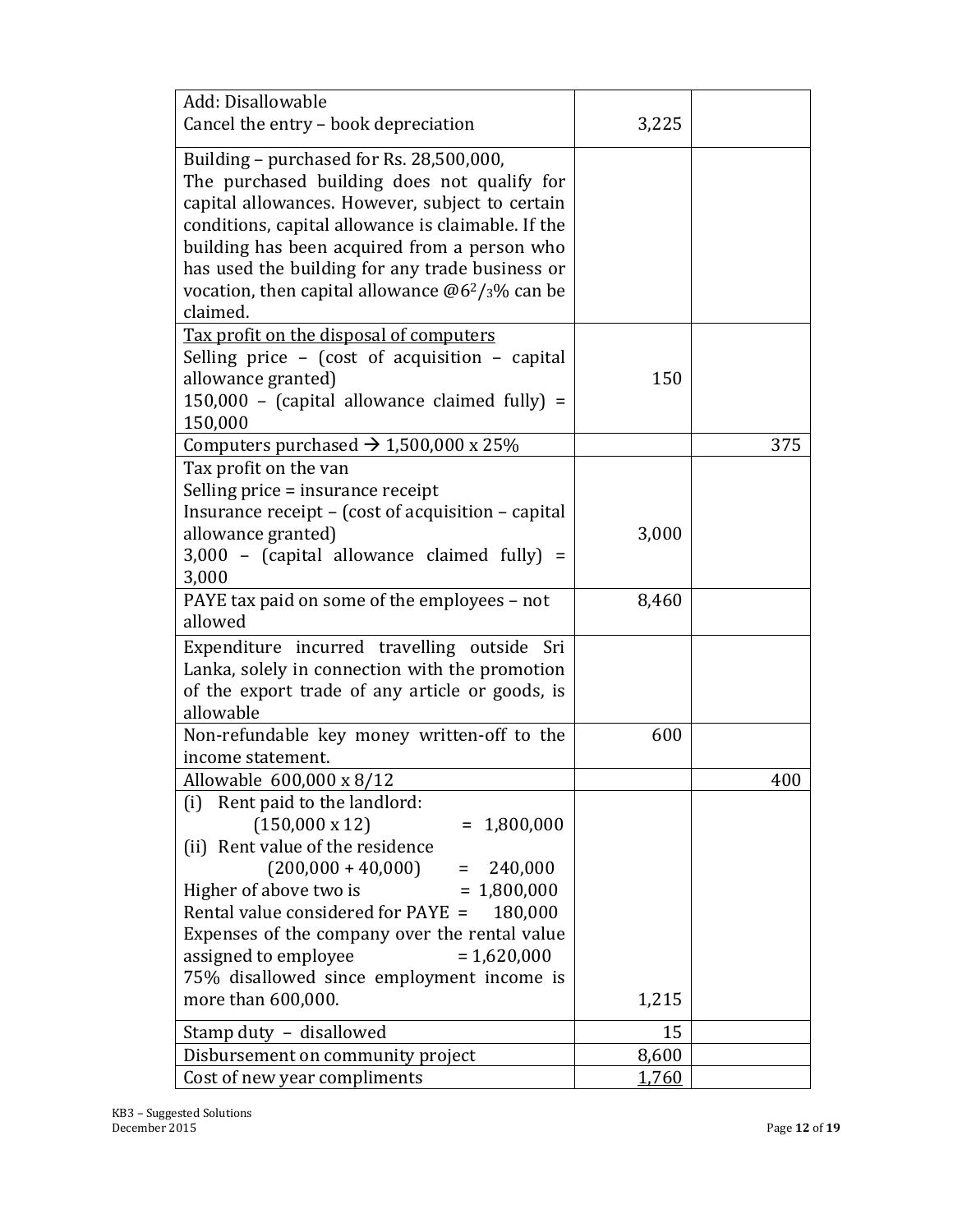| | | |
|---|---|---|
| Add: Disallowable<br>Cancel the entry – book depreciation | 3,225 | |
| Building – purchased for Rs. 28,500,000,<br>The purchased building does not qualify for capital allowances. However, subject to certain conditions, capital allowance is claimable. If the building has been acquired from a person who has used the building for any trade business or vocation, then capital allowance @$6^2/_3$% can be claimed. | | |
| Tax profit on the disposal of computers<br>Selling price – (cost of acquisition – capital allowance granted)<br>150,000 – (capital allowance claimed fully) = 150,000 | 150 | |
| Computers purchased → 1,500,000 x 25% | | 375 |
| Tax profit on the van<br>Selling price = insurance receipt<br>Insurance receipt – (cost of acquisition – capital allowance granted)<br>3,000 – (capital allowance claimed fully) = 3,000 | 3,000 | |
| PAYE tax paid on some of the employees – not allowed | 8,460 | |
| Expenditure incurred travelling outside Sri Lanka, solely in connection with the promotion of the export trade of any article or goods, is allowable | | |
| Non-refundable key money written-off to the income statement. | 600 | |
| Allowable 600,000 x 8/12 | | 400 |
| (i) Rent paid to the landlord:<br>(150,000 x 12) = 1,800,000<br>(ii) Rent value of the residence<br>(200,000 + 40,000) = 240,000<br>Higher of above two is = 1,800,000<br>Rental value considered for PAYE = 180,000<br>Expenses of the company over the rental value assigned to employee = 1,620,000<br>75% disallowed since employment income is more than 600,000. | 1,215 | |
| Stamp duty – disallowed | 15 | |
| Disbursement on community project | 8,600 | |
| Cost of new year compliments | 1,760 | |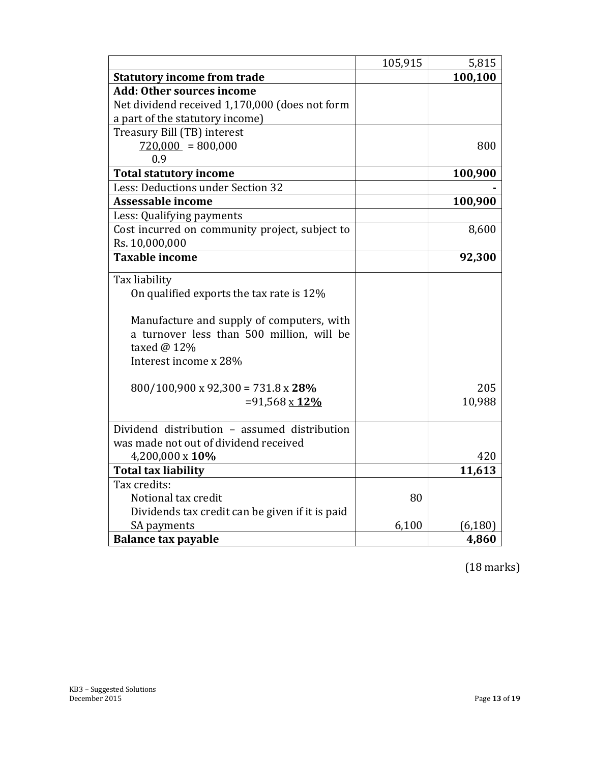| | | |
|---|---|---|
| | 105,915 | 5,815 |
| **Statutory income from trade** | | **100,100** |
| **Add: Other sources income**<br>Net dividend received 1,170,000 (does not form a part of the statutory income) | | |
| Treasury Bill (TB) interest<br>$\frac{720,000}{0.9} = 800,000$ | | 800 |
| **Total statutory income** | | **100,900** |
| Less: Deductions under Section 32 | | - |
| **Assessable income** | | **100,900** |
| Less: Qualifying payments | | |
| Cost incurred on community project, subject to Rs. 10,000,000 | | 8,600 |
| **Taxable income** | | **92,300** |
| Tax liability<br>On qualified exports the tax rate is 12%<br><br>Manufacture and supply of computers, with a turnover less than 500 million, will be taxed @ 12%<br>Interest income x 28%<br><br>800/100,900 x 92,300 = 731.8 x **28%**<br>=91,568 x **12%** | | <br><br><br><br><br><br><br>205<br>10,988 |
| Dividend distribution – assumed distribution was made not out of dividend received<br>4,200,000 x **10%** | | 420 |
| **Total tax liability** | | **11,613** |
| Tax credits:<br>Notional tax credit<br>Dividends tax credit can be given if it is paid<br>SA payments | <br>80<br><br>6,100 | <br><br><br>(6,180) |
| **Balance tax payable** | | **4,860** |

(18 marks)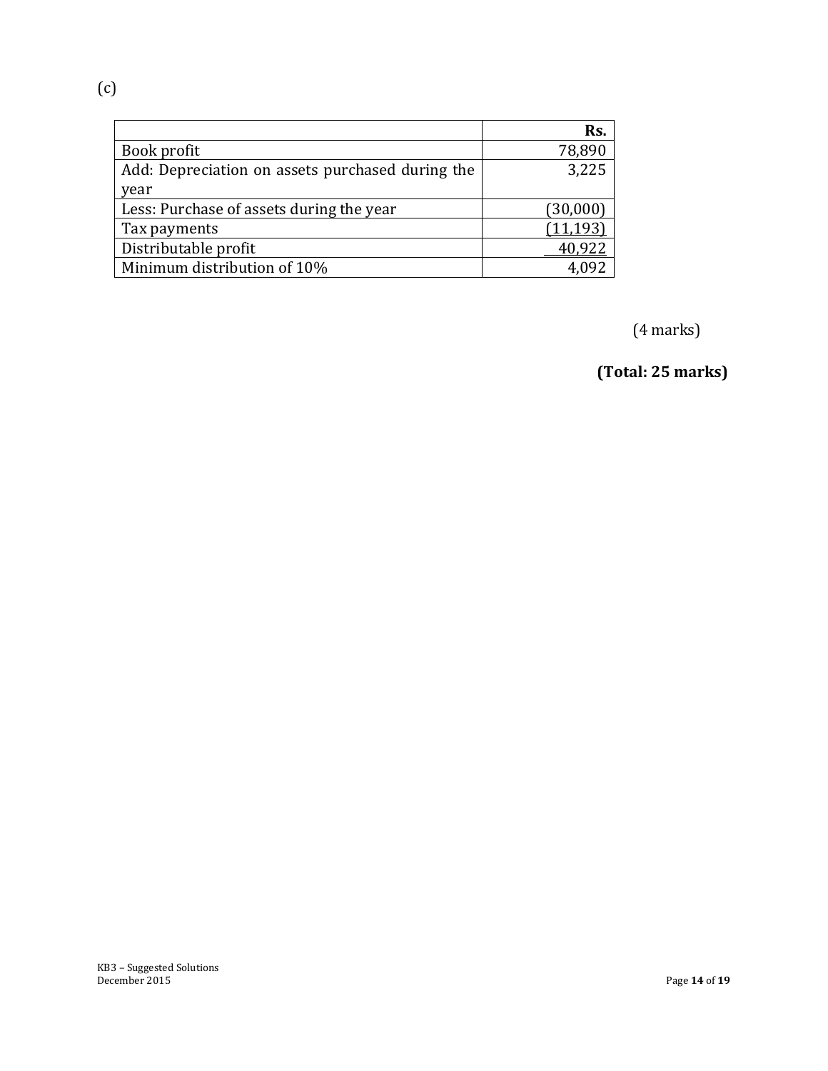(c)

| | Rs. |
|---|---:|
| Book profit | 78,890 |
| Add: Depreciation on assets purchased during the year | 3,225 |
| Less: Purchase of assets during the year | (30,000) |
| Tax payments | (11,193) |
| Distributable profit | 40,922 |
| Minimum distribution of 10% | 4,092 |

(4 marks)

**(Total: 25 marks)**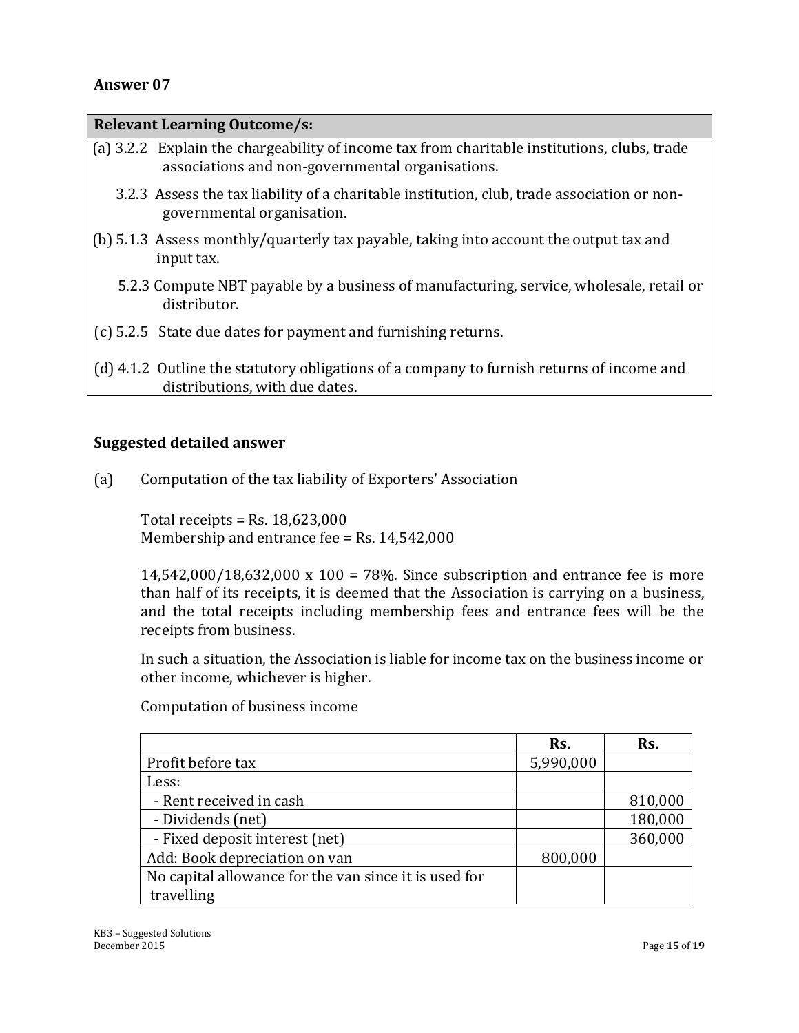## Answer 07

| Relevant Learning Outcome/s: |
|---|
| (a) 3.2.2 Explain the chargeability of income tax from charitable institutions, clubs, trade associations and non-governmental organisations. |
| 3.2.3 Assess the tax liability of a charitable institution, club, trade association or non-governmental organisation. |
| (b) 5.1.3 Assess monthly/quarterly tax payable, taking into account the output tax and input tax. |
| 5.2.3 Compute NBT payable by a business of manufacturing, service, wholesale, retail or distributor. |
| (c) 5.2.5 State due dates for payment and furnishing returns. |
| (d) 4.1.2 Outline the statutory obligations of a company to furnish returns of income and distributions, with due dates. |

### Suggested detailed answer

(a) Computation of the tax liability of Exporters' Association

Total receipts = Rs. 18,623,000
Membership and entrance fee = Rs. 14,542,000

14,542,000/18,632,000 x 100 = 78%. Since subscription and entrance fee is more than half of its receipts, it is deemed that the Association is carrying on a business, and the total receipts including membership fees and entrance fees will be the receipts from business.

In such a situation, the Association is liable for income tax on the business income or other income, whichever is higher.

Computation of business income

| | Rs. | Rs. |
|---|---|---|
| Profit before tax | 5,990,000 | |
| Less: | | |
| - Rent received in cash | | 810,000 |
| - Dividends (net) | | 180,000 |
| - Fixed deposit interest (net) | | 360,000 |
| Add: Book depreciation on van | 800,000 | |
| No capital allowance for the van since it is used for travelling | | |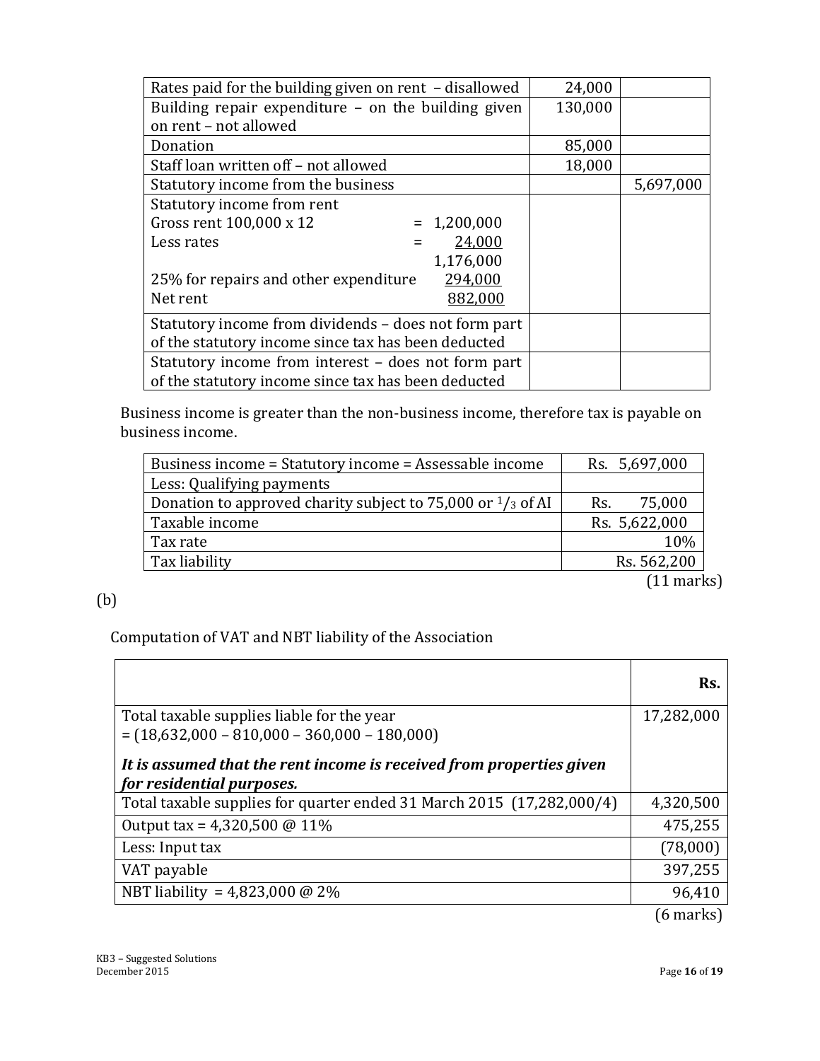| | | |
|---|---|---|
| Rates paid for the building given on rent – disallowed | 24,000 | |
| Building repair expenditure – on the building given on rent – not allowed | 130,000 | |
| Donation | 85,000 | |
| Staff loan written off – not allowed | 18,000 | |
| Statutory income from the business | | 5,697,000 |
| Statutory income from rent<br>Gross rent 100,000 x 12 = 1,200,000<br>Less rates = 24,000<br>1,176,000<br>25% for repairs and other expenditure 294,000<br>Net rent 882,000 | | |
| Statutory income from dividends – does not form part of the statutory income since tax has been deducted | | |
| Statutory income from interest – does not form part of the statutory income since tax has been deducted | | |

Business income is greater than the non-business income, therefore tax is payable on business income.

| | |
|---|---|
| Business income = Statutory income = Assessable income | Rs. 5,697,000 |
| Less: Qualifying payments | |
| Donation to approved charity subject to 75,000 or $^1/_3$ of AI | Rs. 75,000 |
| Taxable income | Rs. 5,622,000 |
| Tax rate | 10% |
| Tax liability | Rs. 562,200 |

(11 marks)

(b)

Computation of VAT and NBT liability of the Association

| | Rs. |
|---|---|
| Total taxable supplies liable for the year<br>= (18,632,000 – 810,000 – 360,000 – 180,000)<br>***It is assumed that the rent income is received from properties given for residential purposes.*** | 17,282,000 |
| Total taxable supplies for quarter ended 31 March 2015 (17,282,000/4) | 4,320,500 |
| Output tax = 4,320,500 @ 11% | 475,255 |
| Less: Input tax | (78,000) |
| VAT payable | 397,255 |
| NBT liability = 4,823,000 @ 2% | 96,410 |

(6 marks)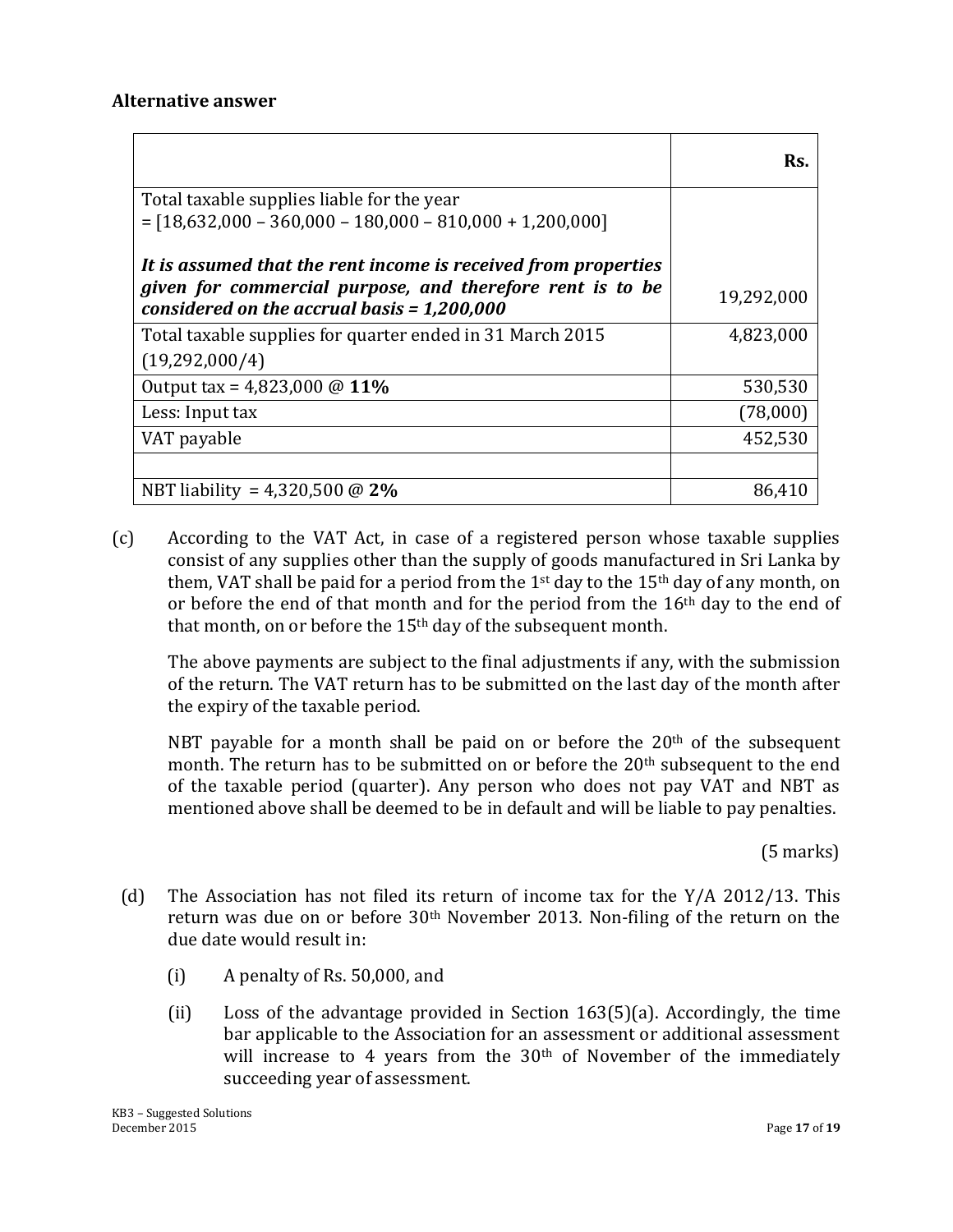**Alternative answer**

| | Rs. |
|---|---|
| Total taxable supplies liable for the year<br>= [18,632,000 – 360,000 – 180,000 – 810,000 + 1,200,000]<br><br>***It is assumed that the rent income is received from properties given for commercial purpose, and therefore rent is to be considered on the accrual basis = 1,200,000*** | 19,292,000 |
| Total taxable supplies for quarter ended in 31 March 2015 (19,292,000/4) | 4,823,000 |
| Output tax = 4,823,000 @ **11%** | 530,530 |
| Less: Input tax | (78,000) |
| VAT payable | 452,530 |
| | |
| NBT liability = 4,320,500 @ **2%** | 86,410 |

(c) According to the VAT Act, in case of a registered person whose taxable supplies consist of any supplies other than the supply of goods manufactured in Sri Lanka by them, VAT shall be paid for a period from the 1st day to the 15th day of any month, on or before the end of that month and for the period from the 16th day to the end of that month, on or before the 15th day of the subsequent month.

The above payments are subject to the final adjustments if any, with the submission of the return. The VAT return has to be submitted on the last day of the month after the expiry of the taxable period.

NBT payable for a month shall be paid on or before the 20th of the subsequent month. The return has to be submitted on or before the 20th subsequent to the end of the taxable period (quarter). Any person who does not pay VAT and NBT as mentioned above shall be deemed to be in default and will be liable to pay penalties.

(5 marks)

(d) The Association has not filed its return of income tax for the Y/A 2012/13. This return was due on or before 30th November 2013. Non-filing of the return on the due date would result in:

(i) A penalty of Rs. 50,000, and

(ii) Loss of the advantage provided in Section 163(5)(a). Accordingly, the time bar applicable to the Association for an assessment or additional assessment will increase to 4 years from the 30th of November of the immediately succeeding year of assessment.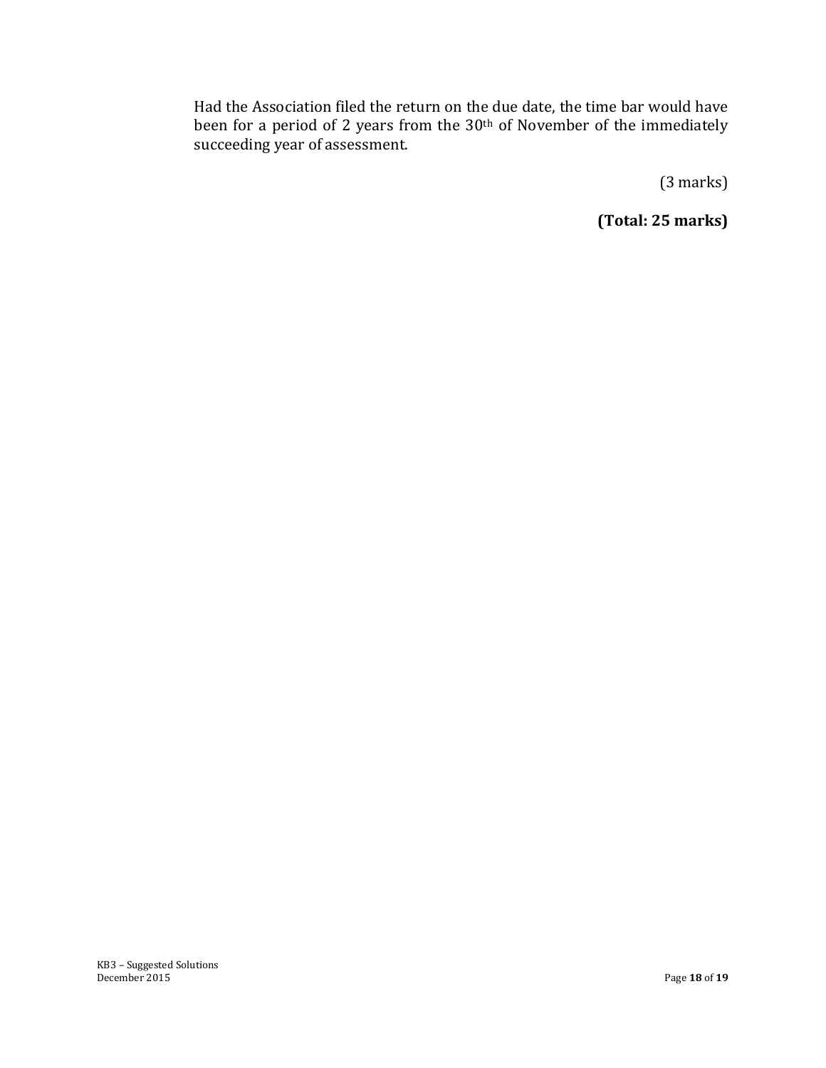Had the Association filed the return on the due date, the time bar would have been for a period of 2 years from the 30th of November of the immediately succeeding year of assessment.

(3 marks)

**(Total: 25 marks)**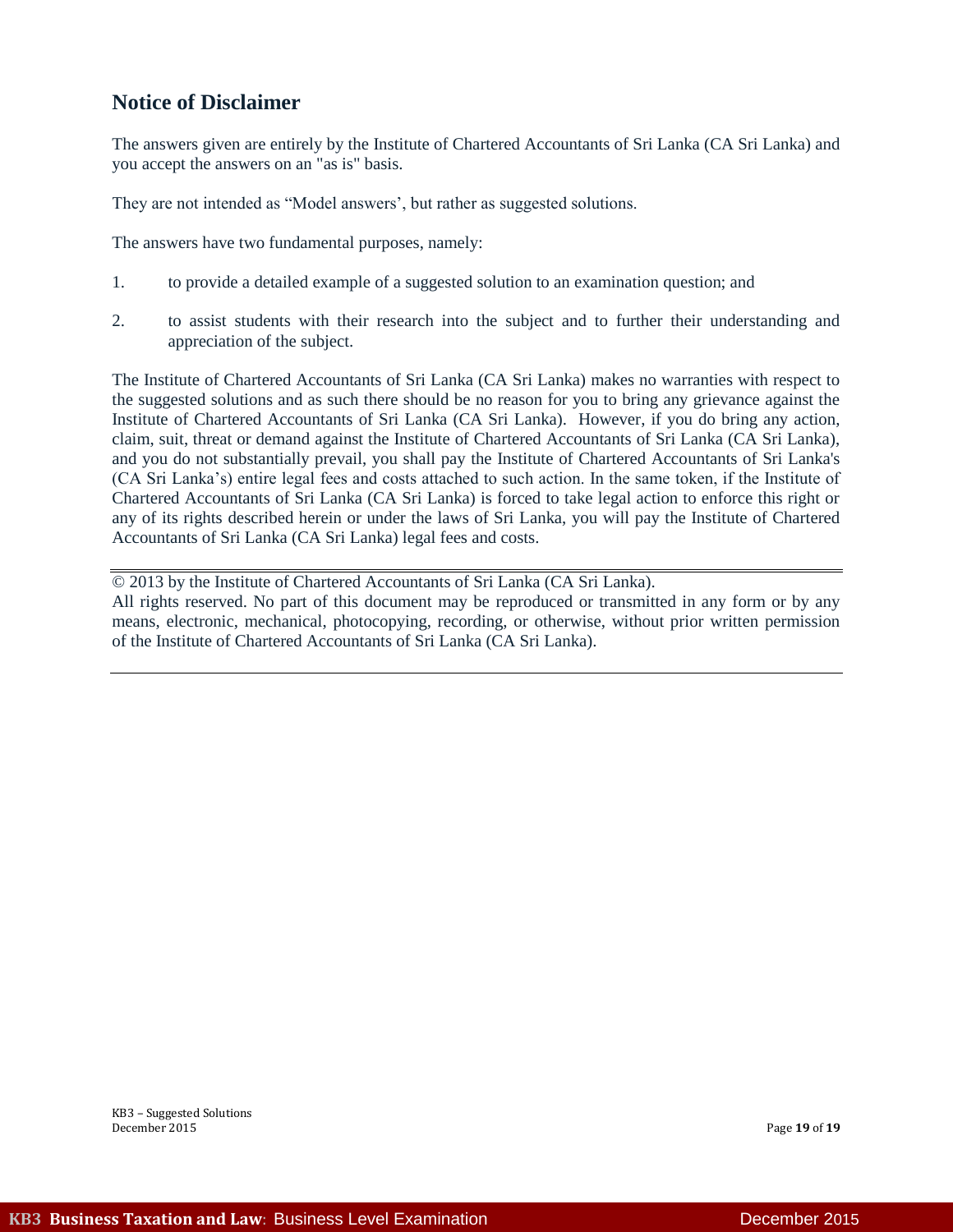## Notice of Disclaimer

The answers given are entirely by the Institute of Chartered Accountants of Sri Lanka (CA Sri Lanka) and you accept the answers on an "as is" basis.

They are not intended as "Model answers', but rather as suggested solutions.

The answers have two fundamental purposes, namely:

1. to provide a detailed example of a suggested solution to an examination question; and

2. to assist students with their research into the subject and to further their understanding and appreciation of the subject.

The Institute of Chartered Accountants of Sri Lanka (CA Sri Lanka) makes no warranties with respect to the suggested solutions and as such there should be no reason for you to bring any grievance against the Institute of Chartered Accountants of Sri Lanka (CA Sri Lanka). However, if you do bring any action, claim, suit, threat or demand against the Institute of Chartered Accountants of Sri Lanka (CA Sri Lanka), and you do not substantially prevail, you shall pay the Institute of Chartered Accountants of Sri Lanka's (CA Sri Lanka's) entire legal fees and costs attached to such action. In the same token, if the Institute of Chartered Accountants of Sri Lanka (CA Sri Lanka) is forced to take legal action to enforce this right or any of its rights described herein or under the laws of Sri Lanka, you will pay the Institute of Chartered Accountants of Sri Lanka (CA Sri Lanka) legal fees and costs.

---

© 2013 by the Institute of Chartered Accountants of Sri Lanka (CA Sri Lanka).
All rights reserved. No part of this document may be reproduced or transmitted in any form or by any means, electronic, mechanical, photocopying, recording, or otherwise, without prior written permission of the Institute of Chartered Accountants of Sri Lanka (CA Sri Lanka).

---